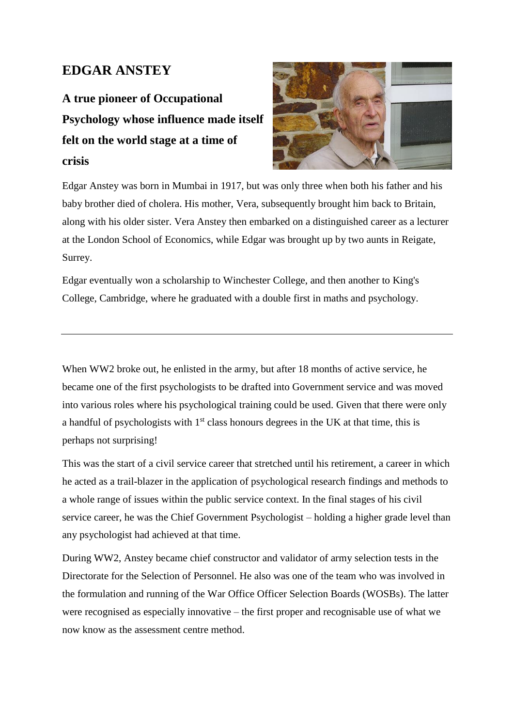# EDGAR ANSTEY

## A true pioneer of Occupational Psychology whose influence made itself felt on the world stage at a time of crisis

Edgar Anstey was born in Mumbai in 1917, but was only three when both his father and his baby brother died of cholera. His mother, Vera, subsequently brought him back to Britain, along with his older sister. Vera Anstey then embarked on a distinguished career as a lecturer at the London School of Economics, while Edgar was brought up by two aunts in Reigate, Surrey.

Edgar eventually won a scholarship to Winchester College, and then another to King's College, Cambridge, where he graduated with a double first in maths and psychology.

---

When WW2 broke out, he enlisted in the army, but after 18 months of active service, he became one of the first psychologists to be drafted into Government service and was moved into various roles where his psychological training could be used. Given that there were only a handful of psychologists with 1st class honours degrees in the UK at that time, this is perhaps not surprising!

This was the start of a civil service career that stretched until his retirement, a career in which he acted as a trail-blazer in the application of psychological research findings and methods to a whole range of issues within the public service context. In the final stages of his civil service career, he was the Chief Government Psychologist – holding a higher grade level than any psychologist had achieved at that time.

During WW2, Anstey became chief constructor and validator of army selection tests in the Directorate for the Selection of Personnel. He also was one of the team who was involved in the formulation and running of the War Office Officer Selection Boards (WOSBs). The latter were recognised as especially innovative – the first proper and recognisable use of what we now know as the assessment centre method.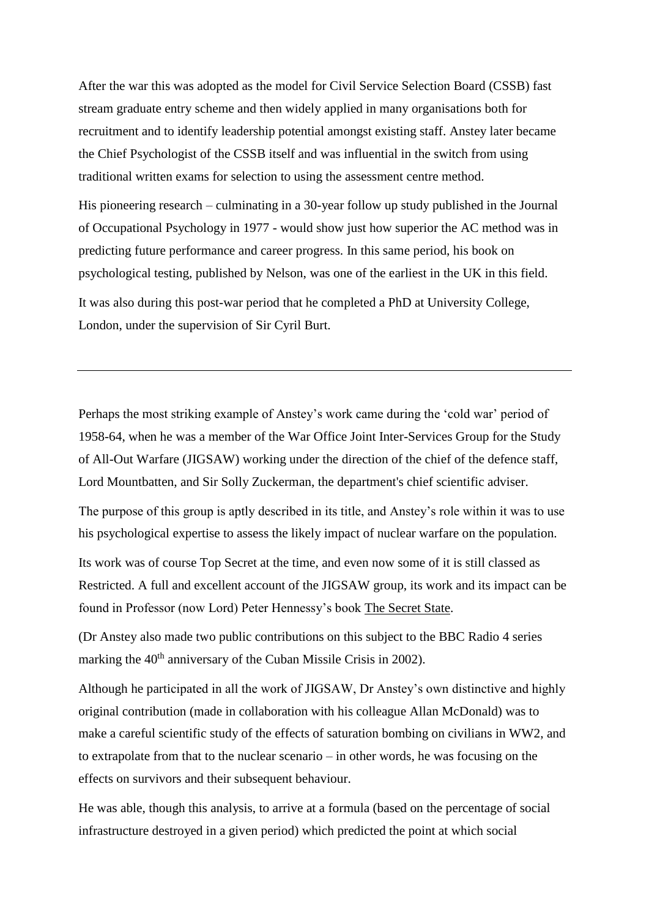After the war this was adopted as the model for Civil Service Selection Board (CSSB) fast stream graduate entry scheme and then widely applied in many organisations both for recruitment and to identify leadership potential amongst existing staff. Anstey later became the Chief Psychologist of the CSSB itself and was influential in the switch from using traditional written exams for selection to using the assessment centre method.

His pioneering research – culminating in a 30-year follow up study published in the Journal of Occupational Psychology in 1977 - would show just how superior the AC method was in predicting future performance and career progress. In this same period, his book on psychological testing, published by Nelson, was one of the earliest in the UK in this field.

It was also during this post-war period that he completed a PhD at University College, London, under the supervision of Sir Cyril Burt.

---

Perhaps the most striking example of Anstey's work came during the 'cold war' period of 1958-64, when he was a member of the War Office Joint Inter-Services Group for the Study of All-Out Warfare (JIGSAW) working under the direction of the chief of the defence staff, Lord Mountbatten, and Sir Solly Zuckerman, the department's chief scientific adviser.

The purpose of this group is aptly described in its title, and Anstey's role within it was to use his psychological expertise to assess the likely impact of nuclear warfare on the population.

Its work was of course Top Secret at the time, and even now some of it is still classed as Restricted. A full and excellent account of the JIGSAW group, its work and its impact can be found in Professor (now Lord) Peter Hennessy's book The Secret State.

(Dr Anstey also made two public contributions on this subject to the BBC Radio 4 series marking the 40th anniversary of the Cuban Missile Crisis in 2002).

Although he participated in all the work of JIGSAW, Dr Anstey's own distinctive and highly original contribution (made in collaboration with his colleague Allan McDonald) was to make a careful scientific study of the effects of saturation bombing on civilians in WW2, and to extrapolate from that to the nuclear scenario – in other words, he was focusing on the effects on survivors and their subsequent behaviour.

He was able, though this analysis, to arrive at a formula (based on the percentage of social infrastructure destroyed in a given period) which predicted the point at which social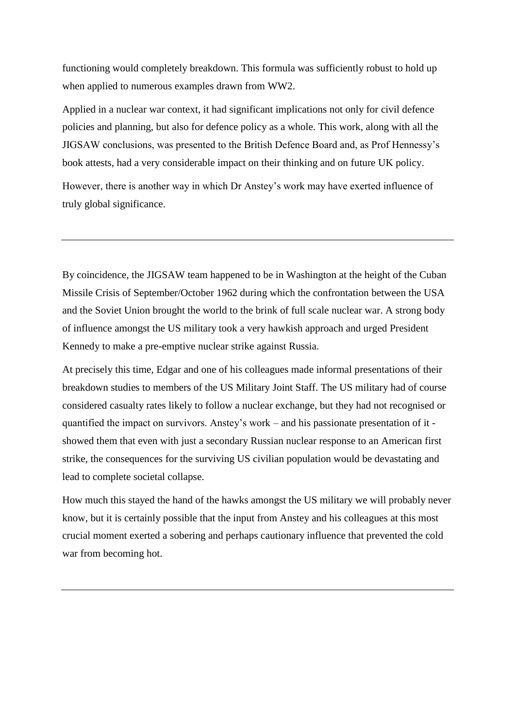functioning would completely breakdown. This formula was sufficiently robust to hold up when applied to numerous examples drawn from WW2.

Applied in a nuclear war context, it had significant implications not only for civil defence policies and planning, but also for defence policy as a whole. This work, along with all the JIGSAW conclusions, was presented to the British Defence Board and, as Prof Hennessy's book attests, had a very considerable impact on their thinking and on future UK policy.

However, there is another way in which Dr Anstey's work may have exerted influence of truly global significance.

---

By coincidence, the JIGSAW team happened to be in Washington at the height of the Cuban Missile Crisis of September/October 1962 during which the confrontation between the USA and the Soviet Union brought the world to the brink of full scale nuclear war. A strong body of influence amongst the US military took a very hawkish approach and urged President Kennedy to make a pre-emptive nuclear strike against Russia.

At precisely this time, Edgar and one of his colleagues made informal presentations of their breakdown studies to members of the US Military Joint Staff. The US military had of course considered casualty rates likely to follow a nuclear exchange, but they had not recognised or quantified the impact on survivors. Anstey's work – and his passionate presentation of it - showed them that even with just a secondary Russian nuclear response to an American first strike, the consequences for the surviving US civilian population would be devastating and lead to complete societal collapse.

How much this stayed the hand of the hawks amongst the US military we will probably never know, but it is certainly possible that the input from Anstey and his colleagues at this most crucial moment exerted a sobering and perhaps cautionary influence that prevented the cold war from becoming hot.

---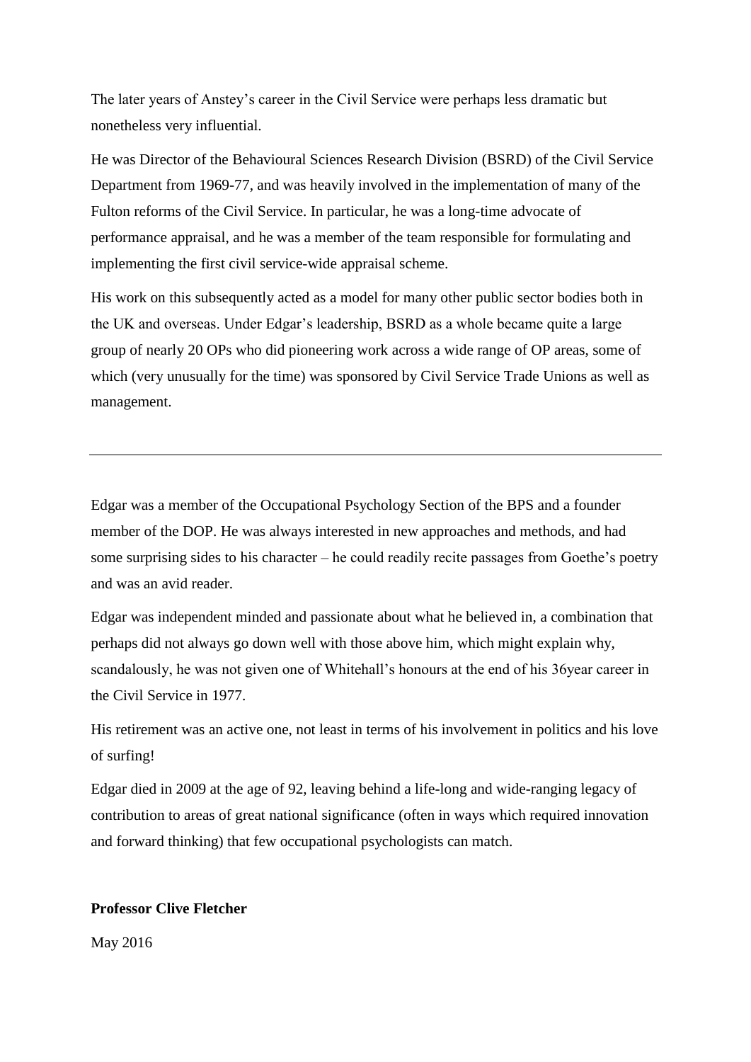The later years of Anstey's career in the Civil Service were perhaps less dramatic but nonetheless very influential.

He was Director of the Behavioural Sciences Research Division (BSRD) of the Civil Service Department from 1969-77, and was heavily involved in the implementation of many of the Fulton reforms of the Civil Service. In particular, he was a long-time advocate of performance appraisal, and he was a member of the team responsible for formulating and implementing the first civil service-wide appraisal scheme.

His work on this subsequently acted as a model for many other public sector bodies both in the UK and overseas. Under Edgar's leadership, BSRD as a whole became quite a large group of nearly 20 OPs who did pioneering work across a wide range of OP areas, some of which (very unusually for the time) was sponsored by Civil Service Trade Unions as well as management.

---

Edgar was a member of the Occupational Psychology Section of the BPS and a founder member of the DOP. He was always interested in new approaches and methods, and had some surprising sides to his character – he could readily recite passages from Goethe's poetry and was an avid reader.

Edgar was independent minded and passionate about what he believed in, a combination that perhaps did not always go down well with those above him, which might explain why, scandalously, he was not given one of Whitehall's honours at the end of his 36year career in the Civil Service in 1977.

His retirement was an active one, not least in terms of his involvement in politics and his love of surfing!

Edgar died in 2009 at the age of 92, leaving behind a life-long and wide-ranging legacy of contribution to areas of great national significance (often in ways which required innovation and forward thinking) that few occupational psychologists can match.

**Professor Clive Fletcher**

May 2016